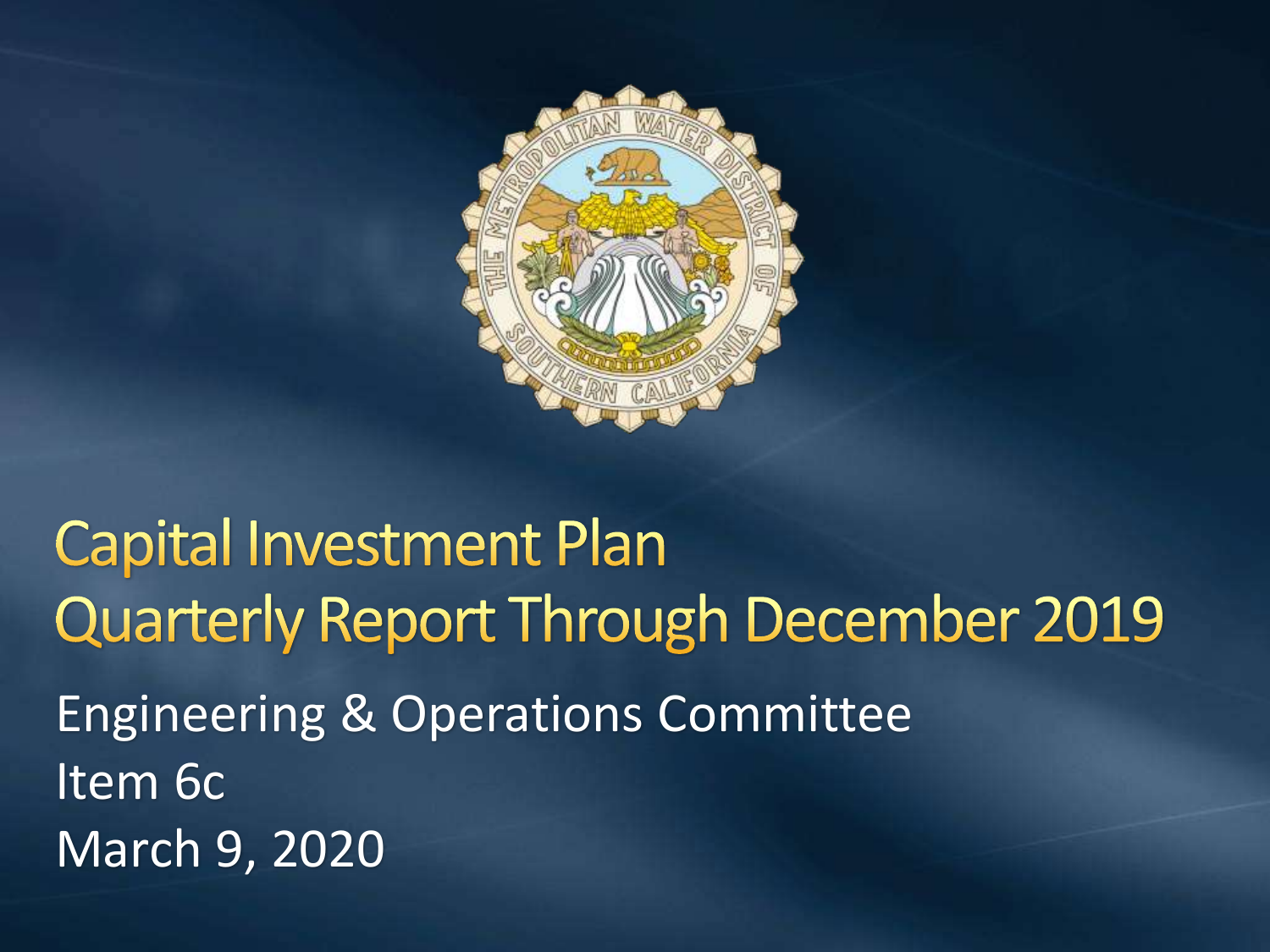# Capital Investment Plan Quarterly Report Through December 2019

Engineering & Operations Committee

Item 6c

March 9, 2020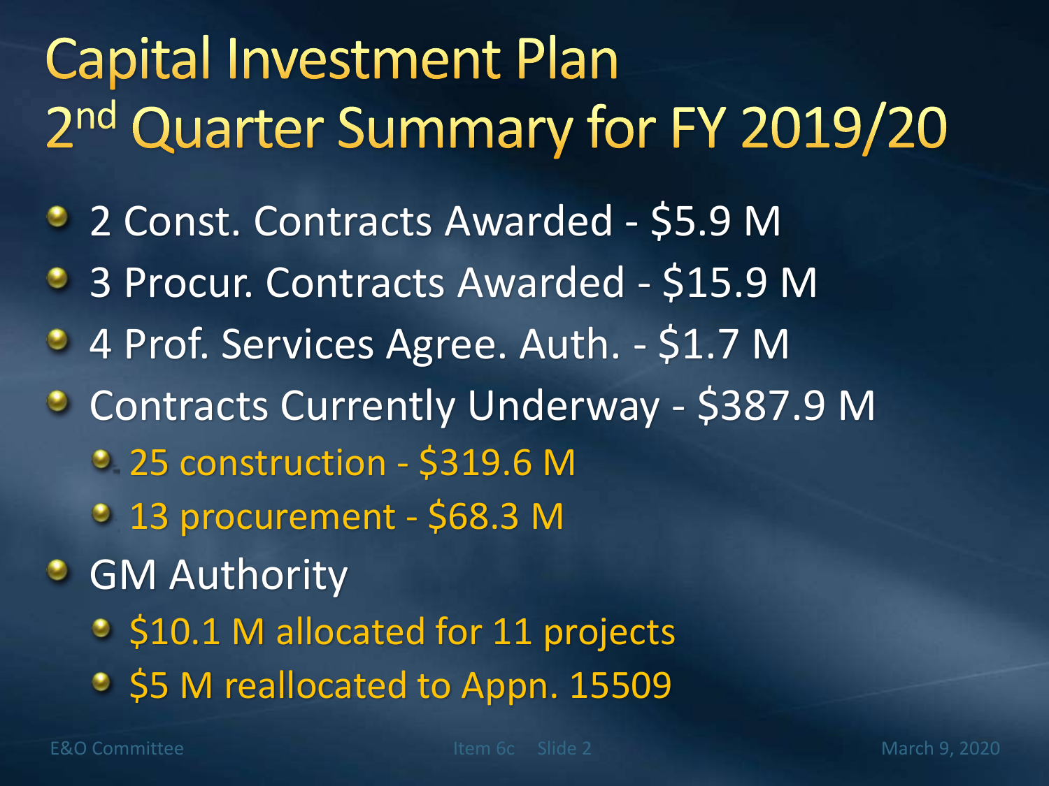# Capital Investment Plan 2nd Quarter Summary for FY 2019/20

- 2 Const. Contracts Awarded - $5.9 M
- 3 Procur. Contracts Awarded - $15.9 M
- 4 Prof. Services Agree. Auth. - $1.7 M
- Contracts Currently Underway - $387.9 M
  - 25 construction - $319.6 M
  - 13 procurement - $68.3 M
- GM Authority
  - $10.1 M allocated for 11 projects
  - $5 M reallocated to Appn. 15509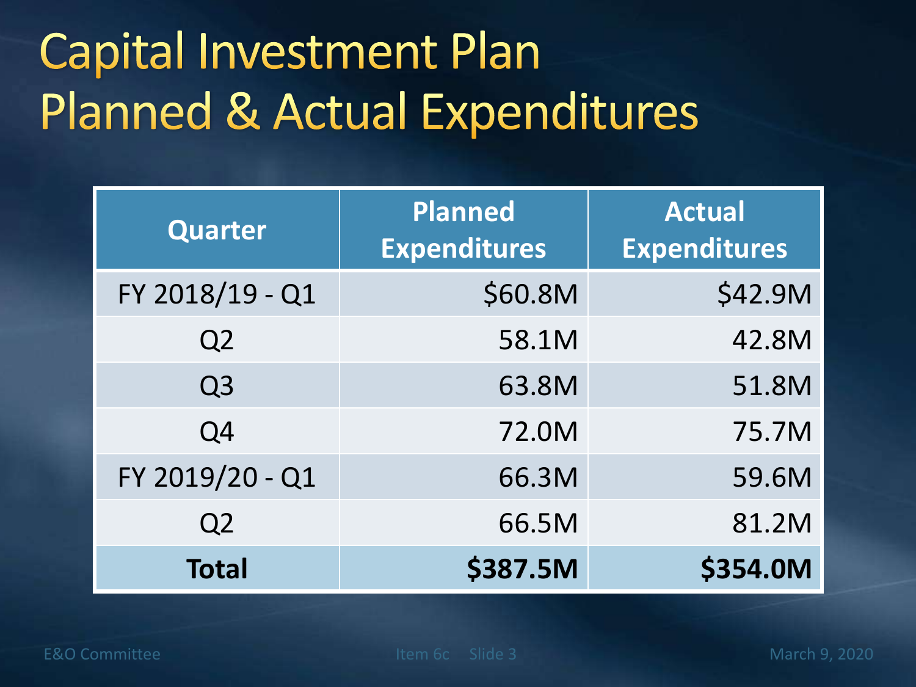# Capital Investment Plan
# Planned & Actual Expenditures

| Quarter | Planned Expenditures | Actual Expenditures |
|---|---:|---:|
| FY 2018/19 - Q1 | $60.8M | $42.9M |
| Q2 | 58.1M | 42.8M |
| Q3 | 63.8M | 51.8M |
| Q4 | 72.0M | 75.7M |
| FY 2019/20 - Q1 | 66.3M | 59.6M |
| Q2 | 66.5M | 81.2M |
| **Total** | **$387.5M** | **$354.0M** |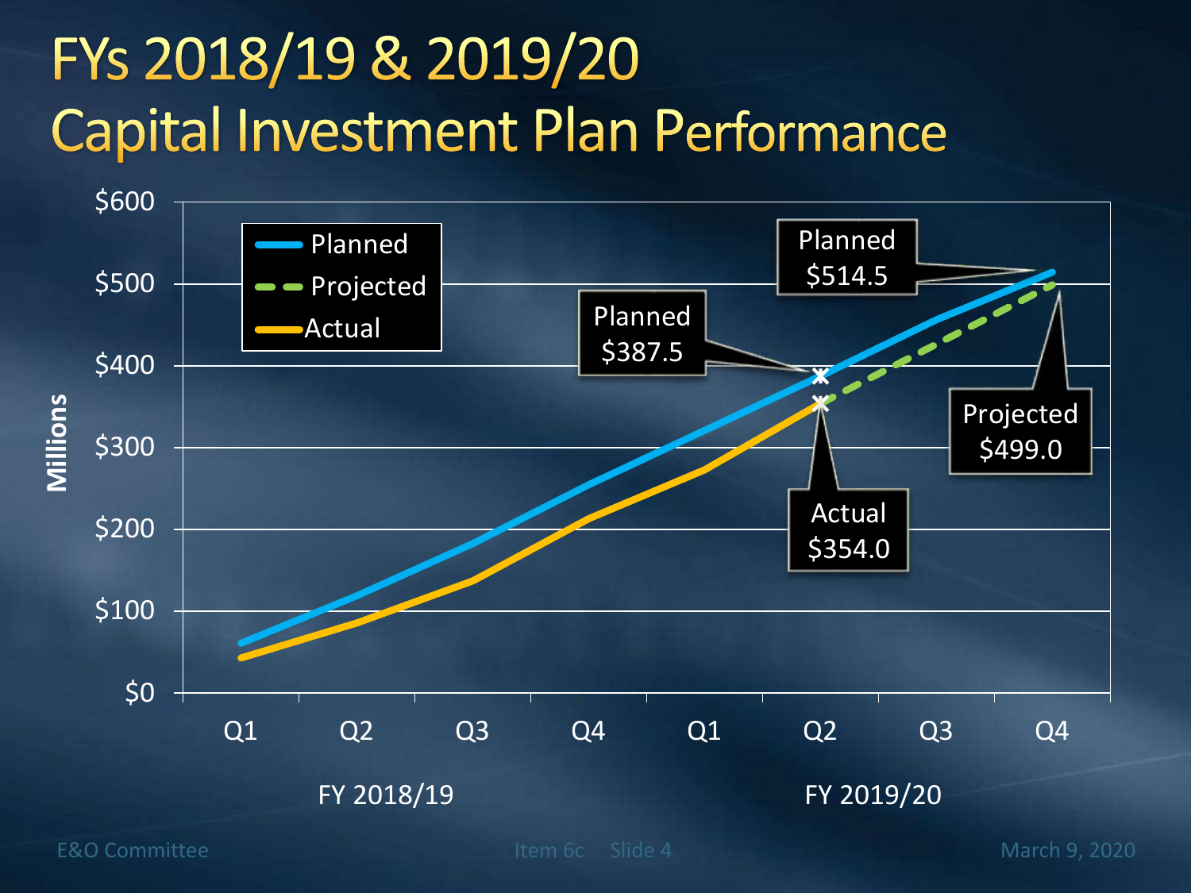# FYs 2018/19 & 2019/20 Capital Investment Plan Performance

Millions

$600
$500
$400
$300
$200
$100
$0

Q1 Q2 Q3 Q4 Q1 Q2 Q3 Q4

FY 2018/19 FY 2019/20

- Planned
- Projected
- Actual

Planned $387.5

Actual $354.0

Planned $514.5

Projected $499.0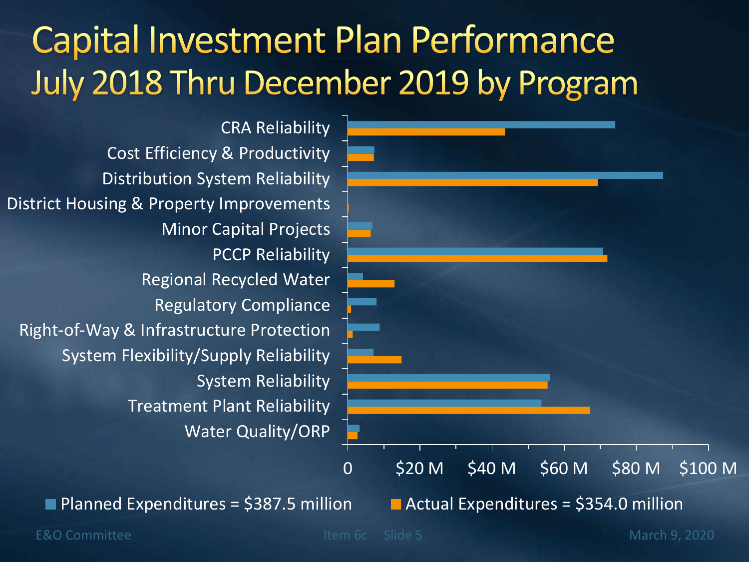# Capital Investment Plan Performance
## July 2018 Thru December 2019 by Program

| Program |
|---|
| CRA Reliability |
| Cost Efficiency & Productivity |
| Distribution System Reliability |
| District Housing & Property Improvements |
| Minor Capital Projects |
| PCCP Reliability |
| Regional Recycled Water |
| Regulatory Compliance |
| Right-of-Way & Infrastructure Protection |
| System Flexibility/Supply Reliability |
| System Reliability |
| Treatment Plant Reliability |
| Water Quality/ORP |

0 | $20 M | $40 M | $60 M | $80 M | $100 M

Planned Expenditures = $387.5 million

Actual Expenditures = $354.0 million

E&O Committee — Item 6c — Slide 5 — March 9, 2020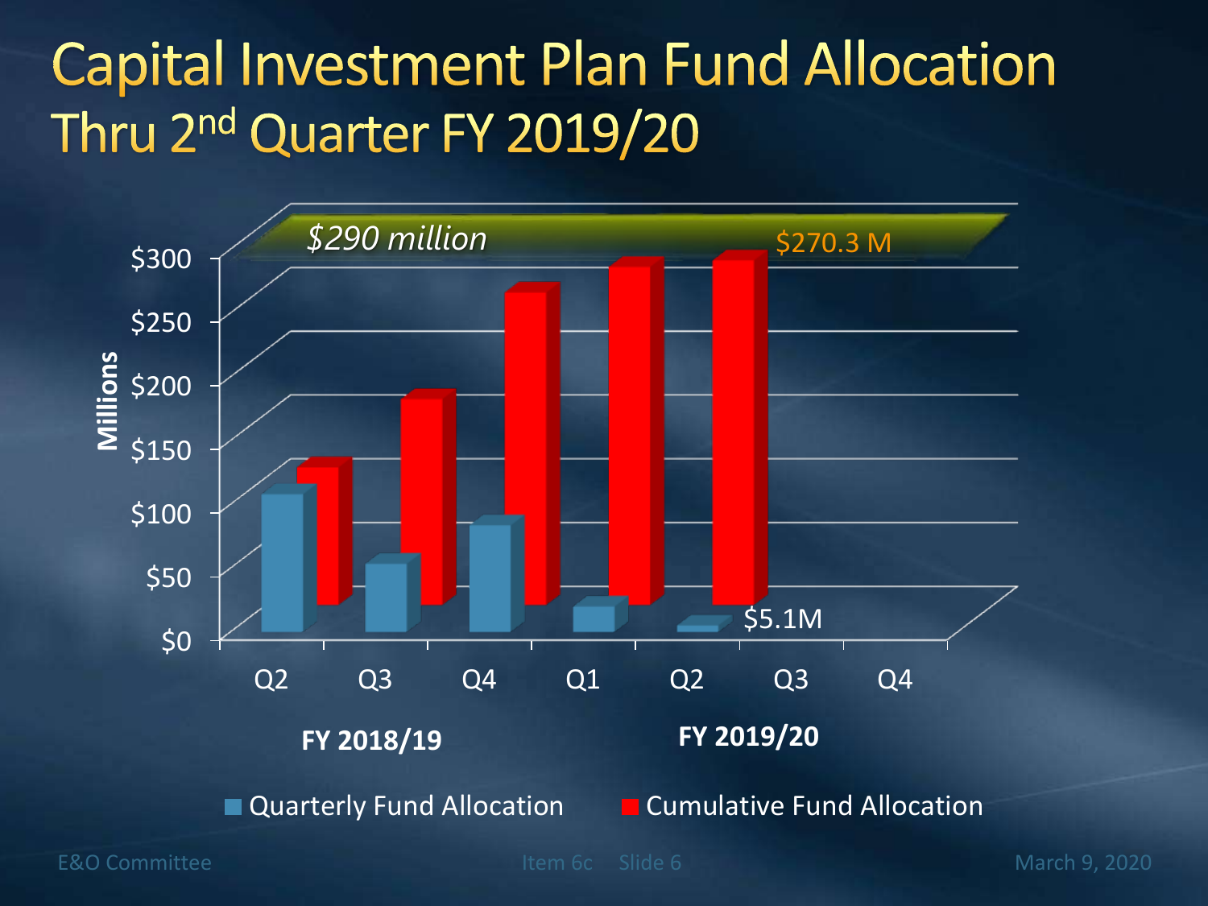# Capital Investment Plan Fund Allocation
## Thru 2nd Quarter FY 2019/20

*$290 million*

$270.3 M

$300
$250
$200
$150
$100
$50
$0

Millions

$5.1M

Q2 Q3 Q4 Q1 Q2 Q3 Q4

**FY 2018/19** **FY 2019/20**

Quarterly Fund Allocation Cumulative Fund Allocation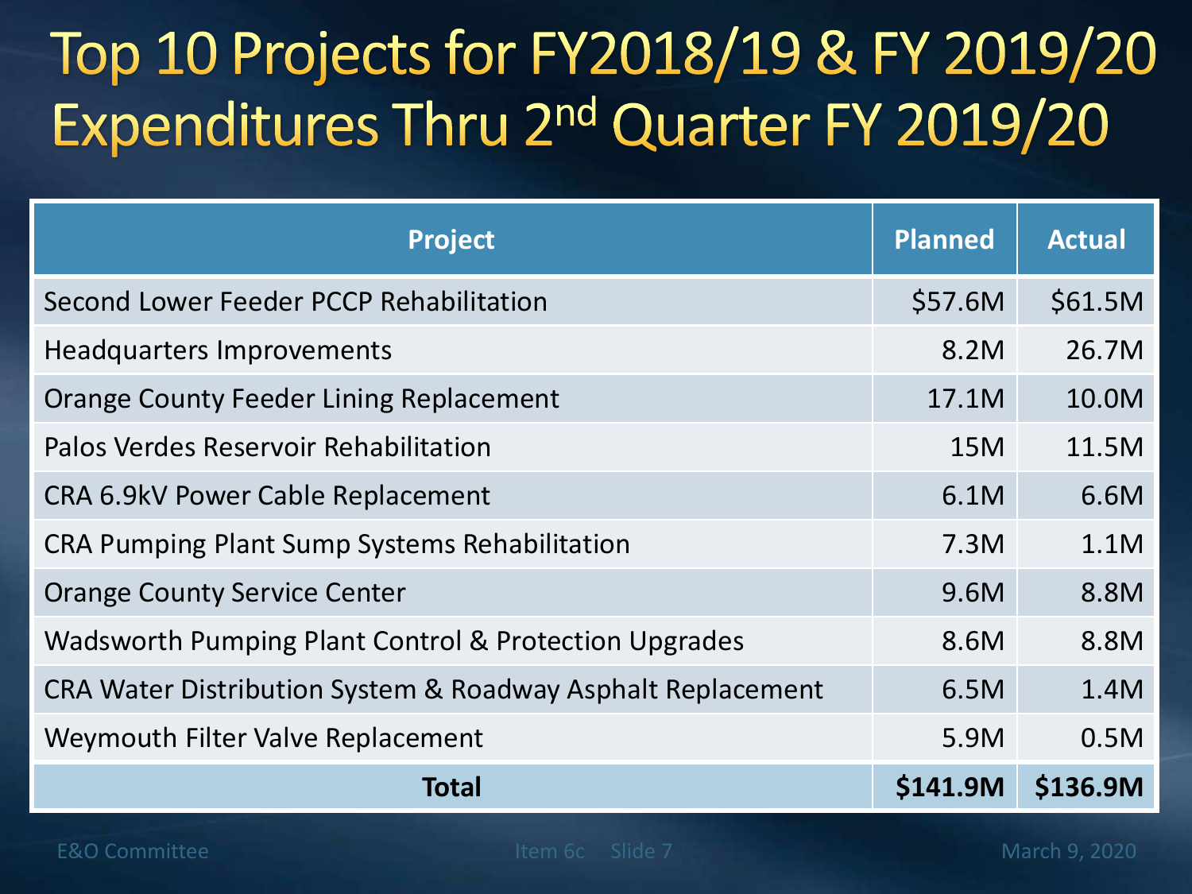# Top 10 Projects for FY2018/19 & FY 2019/20 Expenditures Thru 2nd Quarter FY 2019/20

| Project | Planned | Actual |
|---|---|---|
| Second Lower Feeder PCCP Rehabilitation | $57.6M | $61.5M |
| Headquarters Improvements | 8.2M | 26.7M |
| Orange County Feeder Lining Replacement | 17.1M | 10.0M |
| Palos Verdes Reservoir Rehabilitation | 15M | 11.5M |
| CRA 6.9kV Power Cable Replacement | 6.1M | 6.6M |
| CRA Pumping Plant Sump Systems Rehabilitation | 7.3M | 1.1M |
| Orange County Service Center | 9.6M | 8.8M |
| Wadsworth Pumping Plant Control & Protection Upgrades | 8.6M | 8.8M |
| CRA Water Distribution System & Roadway Asphalt Replacement | 6.5M | 1.4M |
| Weymouth Filter Valve Replacement | 5.9M | 0.5M |
| **Total** | **$141.9M** | **$136.9M** |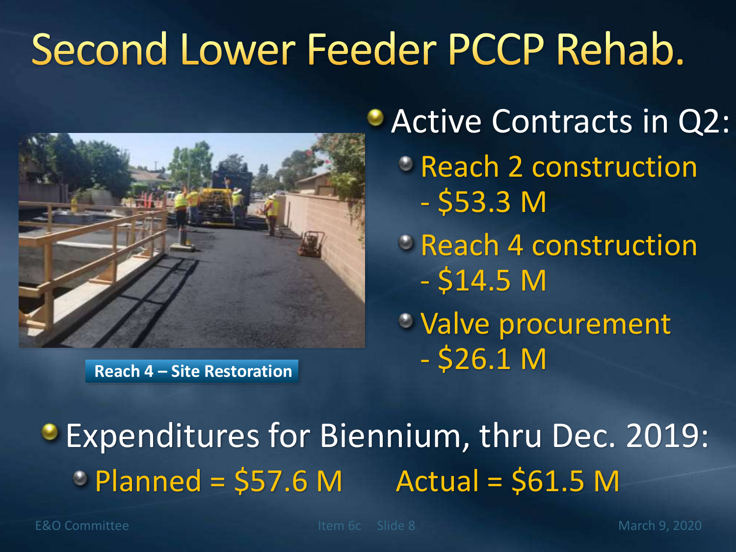# Second Lower Feeder PCCP Rehab.

Reach 4 – Site Restoration

- Active Contracts in Q2:
  - Reach 2 construction - $53.3 M
  - Reach 4 construction - $14.5 M
  - Valve procurement - $26.1 M

- Expenditures for Biennium, thru Dec. 2019:
  - Planned = $57.6 M  Actual = $61.5 M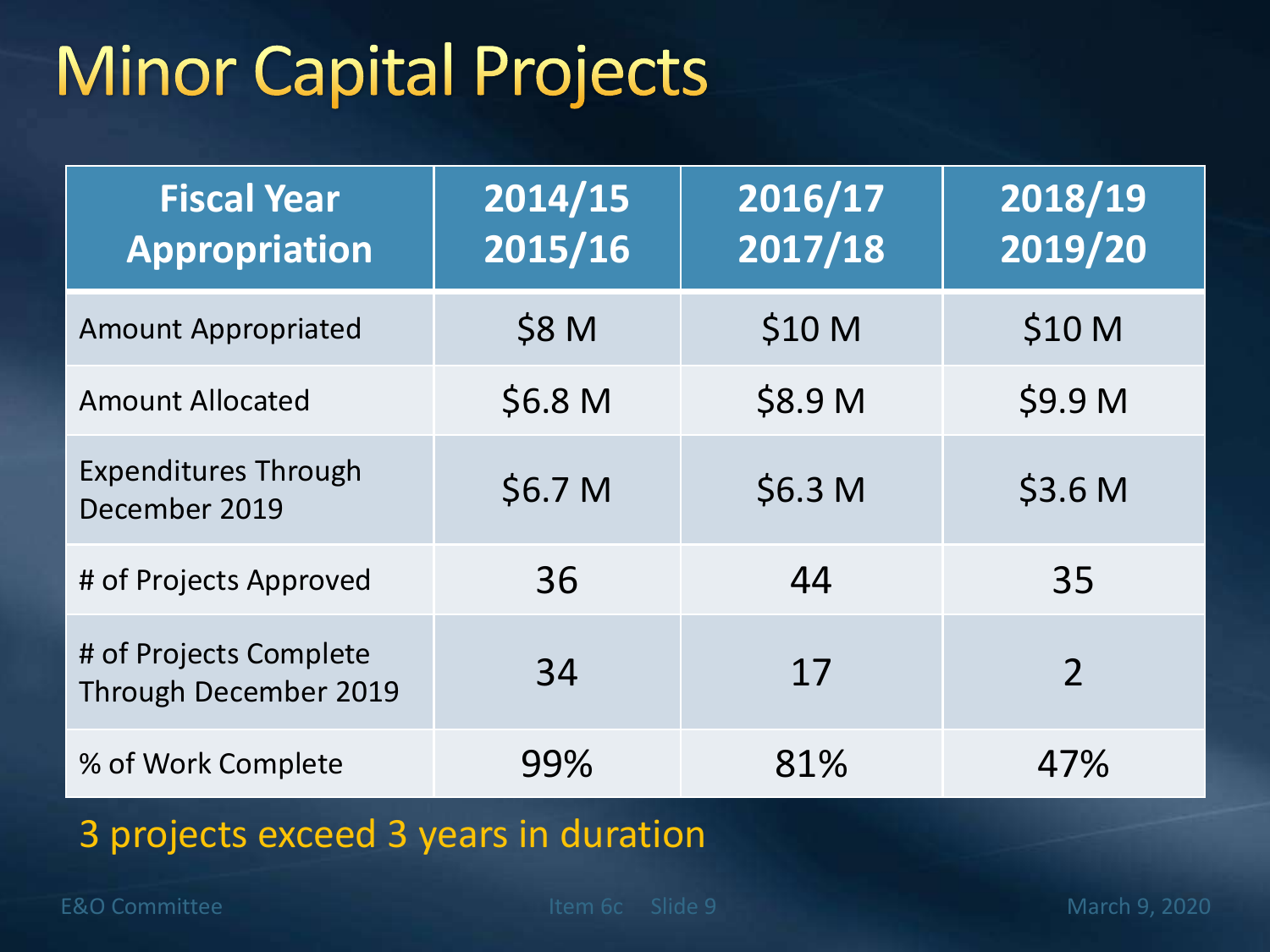# Minor Capital Projects

| Fiscal Year Appropriation | 2014/15 2015/16 | 2016/17 2017/18 | 2018/19 2019/20 |
|---|---|---|---|
| Amount Appropriated | $8 M | $10 M | $10 M |
| Amount Allocated | $6.8 M | $8.9 M | $9.9 M |
| Expenditures Through December 2019 | $6.7 M | $6.3 M | $3.6 M |
| # of Projects Approved | 36 | 44 | 35 |
| # of Projects Complete Through December 2019 | 34 | 17 | 2 |
| % of Work Complete | 99% | 81% | 47% |

3 projects exceed 3 years in duration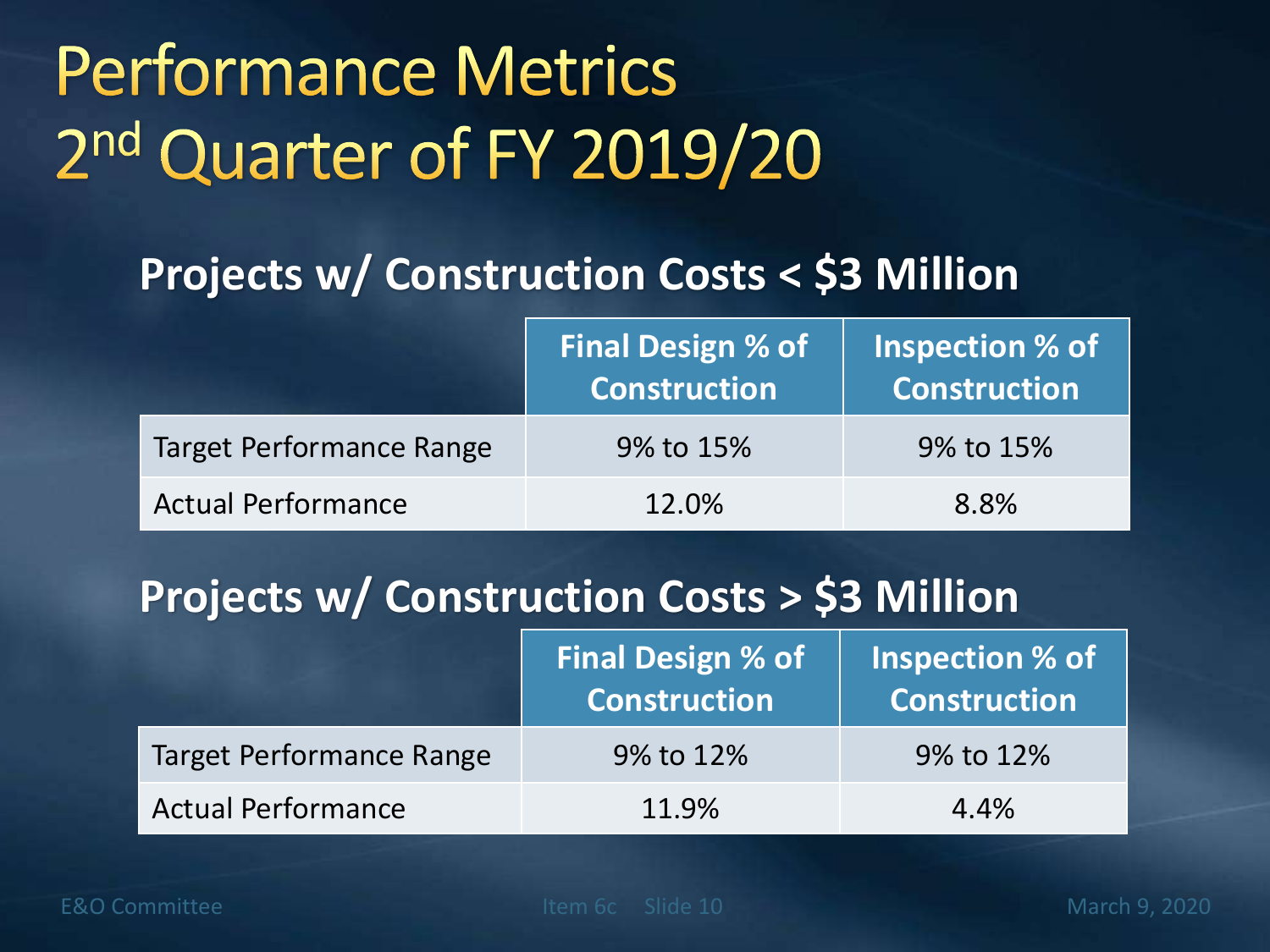# Performance Metrics
# 2nd Quarter of FY 2019/20

## Projects w/ Construction Costs < $3 Million

| | Final Design % of Construction | Inspection % of Construction |
|---|---|---|
| Target Performance Range | 9% to 15% | 9% to 15% |
| Actual Performance | 12.0% | 8.8% |

## Projects w/ Construction Costs > $3 Million

| | Final Design % of Construction | Inspection % of Construction |
|---|---|---|
| Target Performance Range | 9% to 12% | 9% to 12% |
| Actual Performance | 11.9% | 4.4% |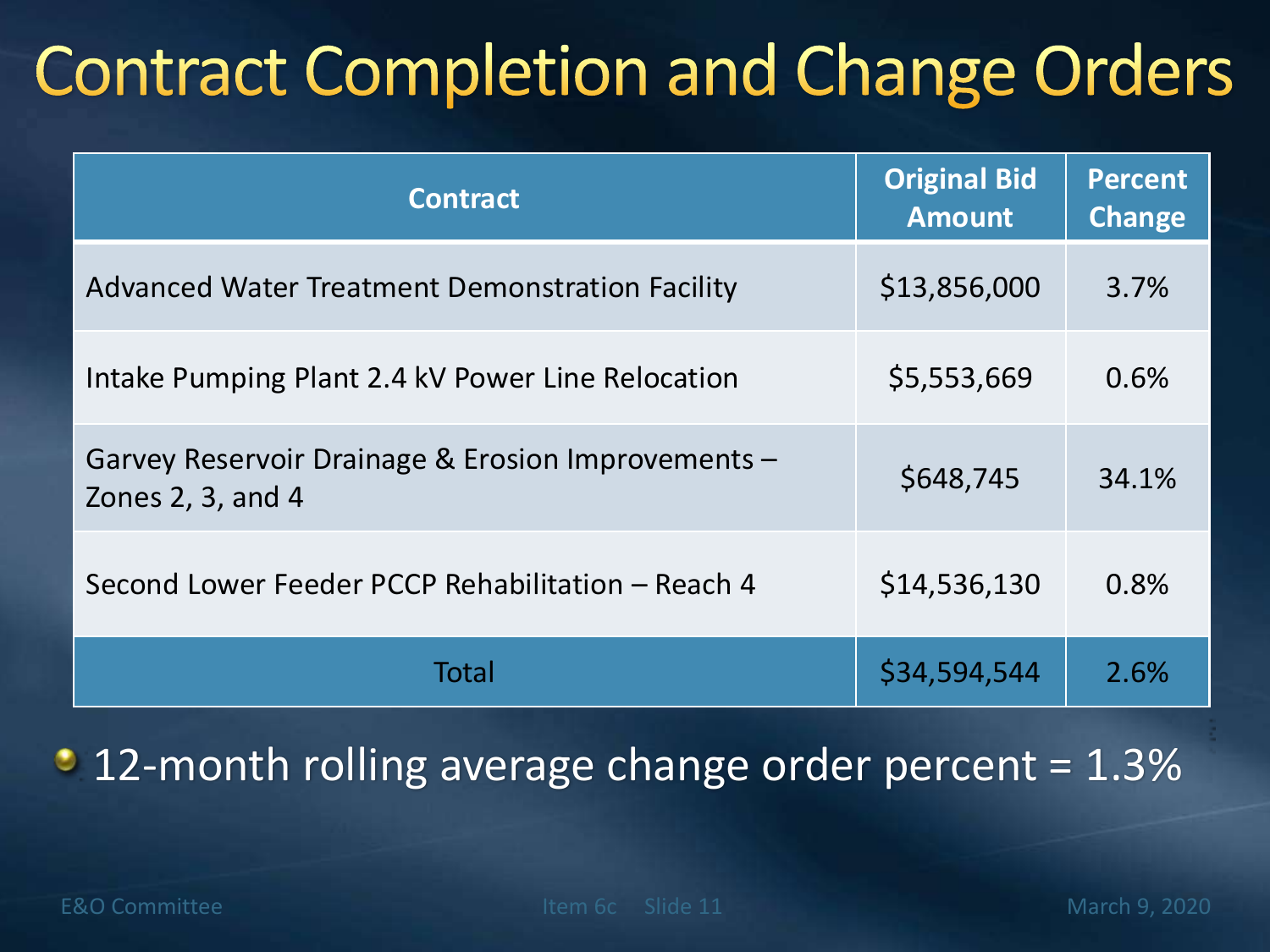# Contract Completion and Change Orders

| Contract | Original Bid Amount | Percent Change |
|---|---|---|
| Advanced Water Treatment Demonstration Facility | $13,856,000 | 3.7% |
| Intake Pumping Plant 2.4 kV Power Line Relocation | $5,553,669 | 0.6% |
| Garvey Reservoir Drainage & Erosion Improvements – Zones 2, 3, and 4 | $648,745 | 34.1% |
| Second Lower Feeder PCCP Rehabilitation – Reach 4 | $14,536,130 | 0.8% |
| Total | $34,594,544 | 2.6% |

- 12-month rolling average change order percent = 1.3%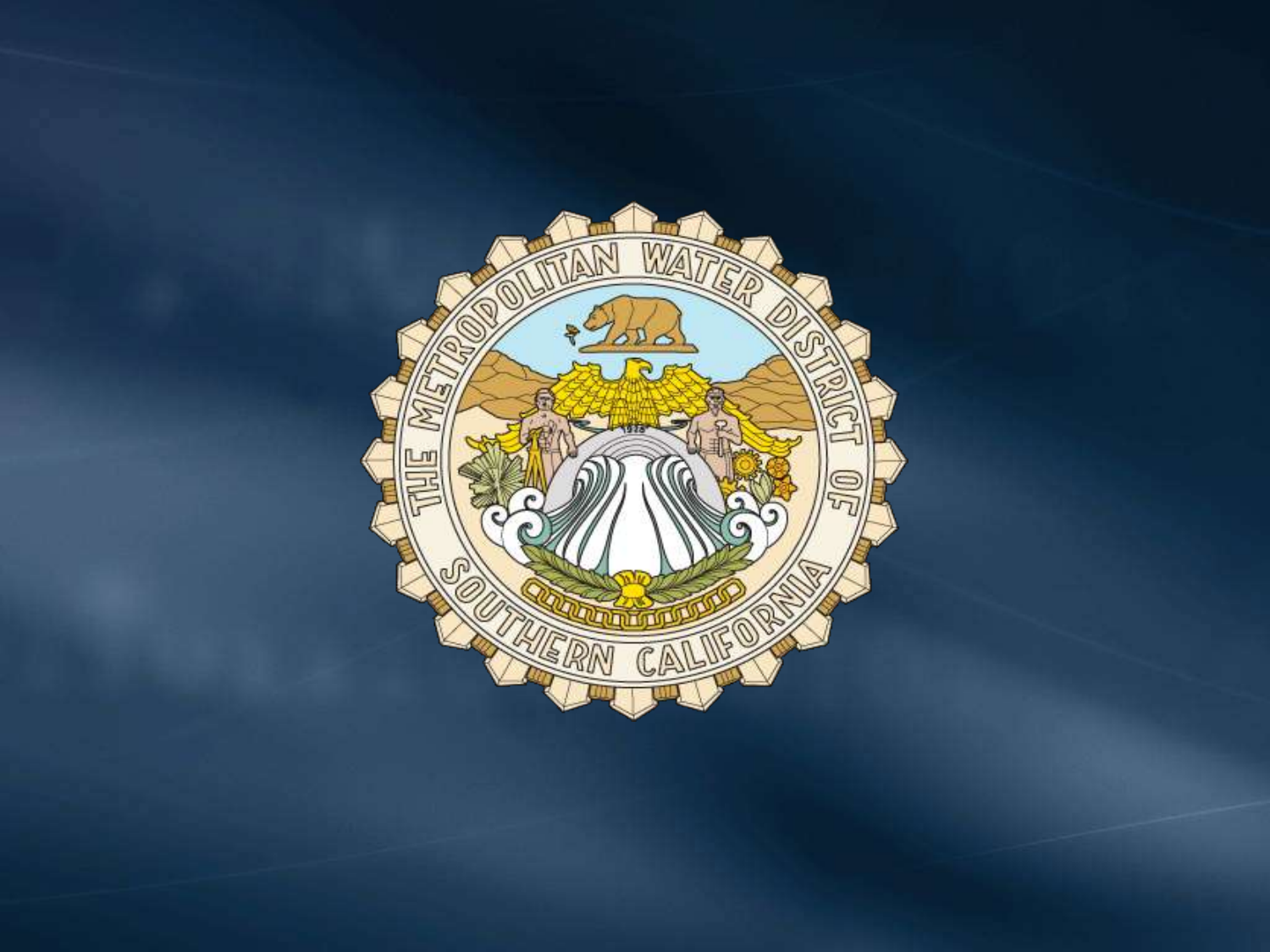THE METROPOLITAN WATER DISTRICT OF SOUTHERN CALIFORNIA